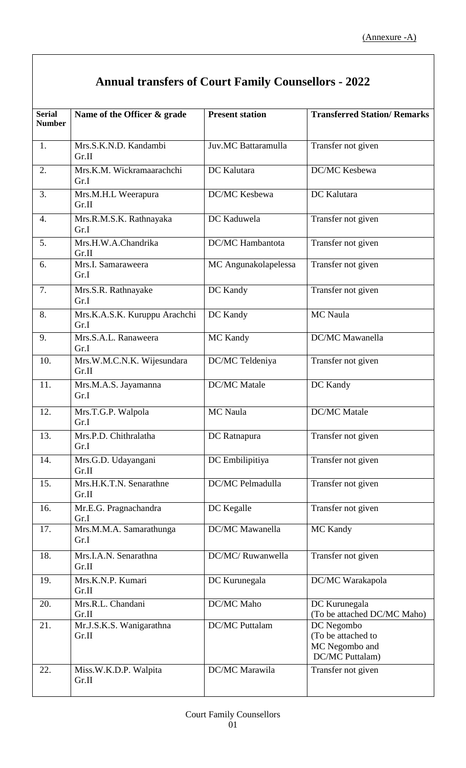(Annexure -A)

# Annual transfers of Court Family Counsellors - 2022

| Serial Number | Name of the Officer & grade | Present station | Transferred Station/ Remarks |
|---|---|---|---|
| 1. | Mrs.S.K.N.D. Kandambi Gr.II | Juv.MC Battaramulla | Transfer not given |
| 2. | Mrs.K.M. Wickramaarachchi Gr.I | DC Kalutara | DC/MC Kesbewa |
| 3. | Mrs.M.H.L Weerapura Gr.II | DC/MC Kesbewa | DC Kalutara |
| 4. | Mrs.R.M.S.K. Rathnayaka Gr.I | DC Kaduwela | Transfer not given |
| 5. | Mrs.H.W.A.Chandrika Gr.II | DC/MC Hambantota | Transfer not given |
| 6. | Mrs.I. Samaraweera Gr.I | MC Angunakolapelessa | Transfer not given |
| 7. | Mrs.S.R. Rathnayake Gr.I | DC Kandy | Transfer not given |
| 8. | Mrs.K.A.S.K. Kuruppu Arachchi Gr.I | DC Kandy | MC Naula |
| 9. | Mrs.S.A.L. Ranaweera Gr.I | MC Kandy | DC/MC Mawanella |
| 10. | Mrs.W.M.C.N.K. Wijesundara Gr.II | DC/MC Teldeniya | Transfer not given |
| 11. | Mrs.M.A.S. Jayamanna Gr.I | DC/MC Matale | DC Kandy |
| 12. | Mrs.T.G.P. Walpola Gr.I | MC Naula | DC/MC Matale |
| 13. | Mrs.P.D. Chithralatha Gr.I | DC Ratnapura | Transfer not given |
| 14. | Mrs.G.D. Udayangani Gr.II | DC Embilipitiya | Transfer not given |
| 15. | Mrs.H.K.T.N. Senarathne Gr.II | DC/MC Pelmadulla | Transfer not given |
| 16. | Mr.E.G. Pragnachandra Gr.I | DC Kegalle | Transfer not given |
| 17. | Mrs.M.M.A. Samarathunga Gr.I | DC/MC Mawanella | MC Kandy |
| 18. | Mrs.I.A.N. Senarathna Gr.II | DC/MC/ Ruwanwella | Transfer not given |
| 19. | Mrs.K.N.P. Kumari Gr.II | DC Kurunegala | DC/MC Warakapola |
| 20. | Mrs.R.L. Chandani Gr.II | DC/MC Maho | DC Kurunegala (To be attached DC/MC Maho) |
| 21. | Mr.J.S.K.S. Wanigarathna Gr.II | DC/MC Puttalam | DC Negombo (To be attached to MC Negombo and DC/MC Puttalam) |
| 22. | Miss.W.K.D.P. Walpita Gr.II | DC/MC Marawila | Transfer not given |

Court Family Counsellors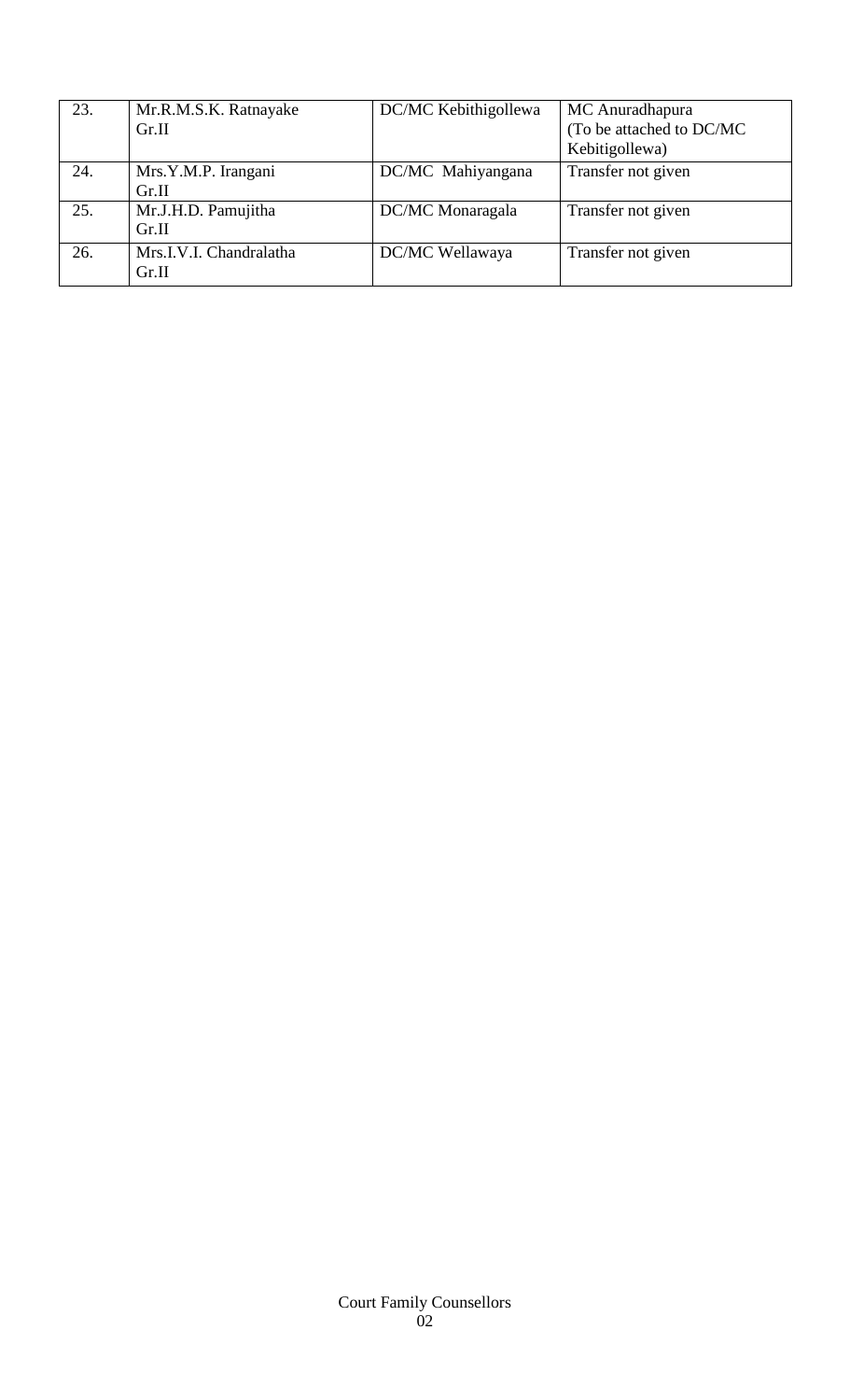| | | | |
|---|---|---|---|
| 23. | Mr.R.M.S.K. Ratnayake Gr.II | DC/MC Kebithigollewa | MC Anuradhapura (To be attached to DC/MC Kebitigollewa) |
| 24. | Mrs.Y.M.P. Irangani Gr.II | DC/MC Mahiyangana | Transfer not given |
| 25. | Mr.J.H.D. Pamujitha Gr.II | DC/MC Monaragala | Transfer not given |
| 26. | Mrs.I.V.I. Chandralatha Gr.II | DC/MC Wellawaya | Transfer not given |

Court Family Counsellors